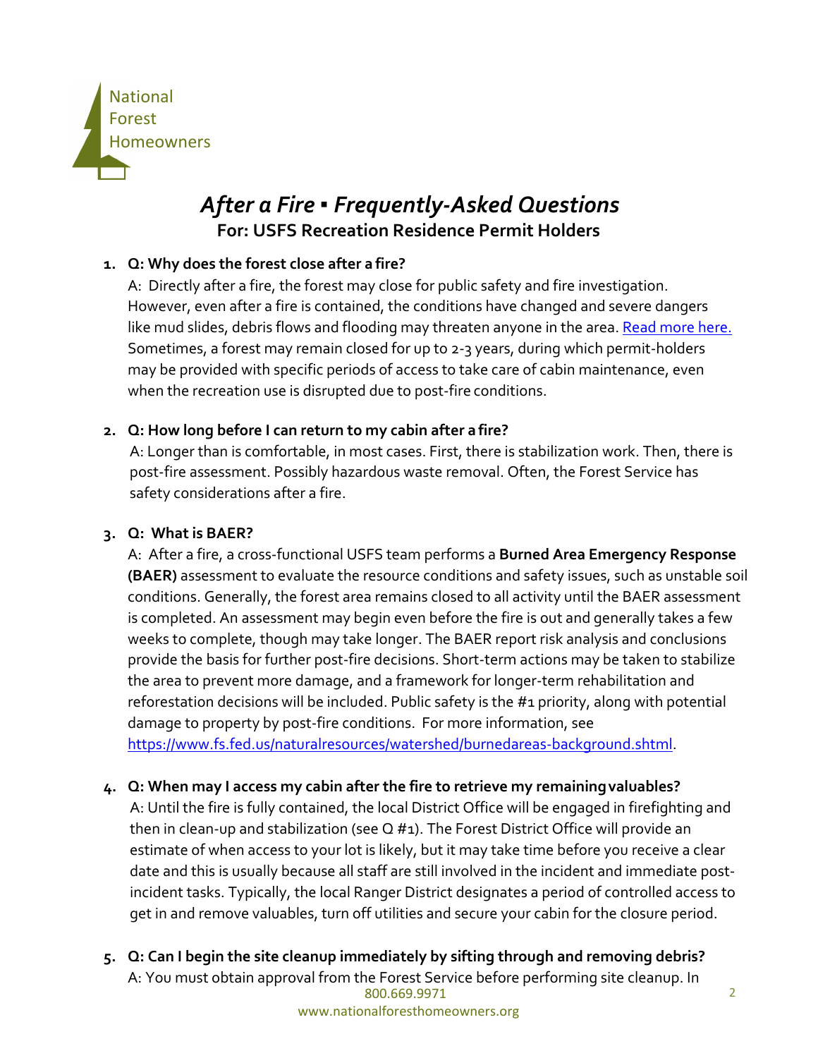National Forest Homeowners

# *After a Fire ▪ Frequently-Asked Questions*

## For: USFS Recreation Residence Permit Holders

1. **Q: Why does the forest close after a fire?**

   A: Directly after a fire, the forest may close for public safety and fire investigation. However, even after a fire is contained, the conditions have changed and severe dangers like mud slides, debris flows and flooding may threaten anyone in the area. [Read more here.](#) Sometimes, a forest may remain closed for up to 2-3 years, during which permit-holders may be provided with specific periods of access to take care of cabin maintenance, even when the recreation use is disrupted due to post-fire conditions.

2. **Q: How long before I can return to my cabin after a fire?**

   A: Longer than is comfortable, in most cases. First, there is stabilization work. Then, there is post-fire assessment. Possibly hazardous waste removal. Often, the Forest Service has safety considerations after a fire.

3. **Q: What is BAER?**

   A: After a fire, a cross-functional USFS team performs a **Burned Area Emergency Response (BAER)** assessment to evaluate the resource conditions and safety issues, such as unstable soil conditions. Generally, the forest area remains closed to all activity until the BAER assessment is completed. An assessment may begin even before the fire is out and generally takes a few weeks to complete, though may take longer. The BAER report risk analysis and conclusions provide the basis for further post-fire decisions. Short-term actions may be taken to stabilize the area to prevent more damage, and a framework for longer-term rehabilitation and reforestation decisions will be included. Public safety is the #1 priority, along with potential damage to property by post-fire conditions. For more information, see [https://www.fs.fed.us/naturalresources/watershed/burnedareas-background.shtml](https://www.fs.fed.us/naturalresources/watershed/burnedareas-background.shtml).

4. **Q: When may I access my cabin after the fire to retrieve my remaining valuables?**

   A: Until the fire is fully contained, the local District Office will be engaged in firefighting and then in clean-up and stabilization (see Q #1). The Forest District Office will provide an estimate of when access to your lot is likely, but it may take time before you receive a clear date and this is usually because all staff are still involved in the incident and immediate post-incident tasks. Typically, the local Ranger District designates a period of controlled access to get in and remove valuables, turn off utilities and secure your cabin for the closure period.

5. **Q: Can I begin the site cleanup immediately by sifting through and removing debris?**

   A: You must obtain approval from the Forest Service before performing site cleanup. In

800.669.9971
www.nationalforesthomeowners.org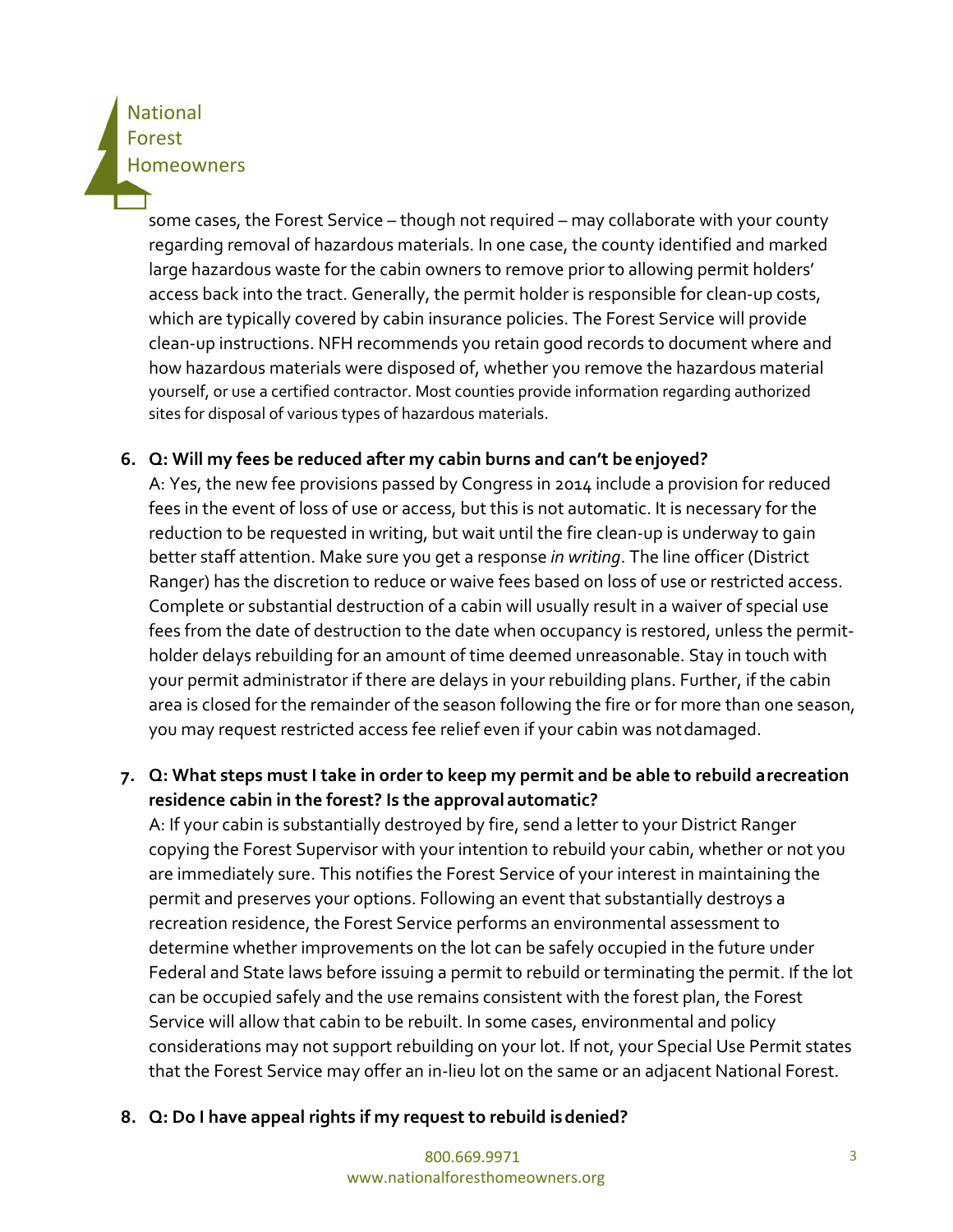some cases, the Forest Service – though not required – may collaborate with your county regarding removal of hazardous materials. In one case, the county identified and marked large hazardous waste for the cabin owners to remove prior to allowing permit holders' access back into the tract. Generally, the permit holder is responsible for clean-up costs, which are typically covered by cabin insurance policies. The Forest Service will provide clean-up instructions. NFH recommends you retain good records to document where and how hazardous materials were disposed of, whether you remove the hazardous material yourself, or use a certified contractor. Most counties provide information regarding authorized sites for disposal of various types of hazardous materials.

6. **Q: Will my fees be reduced after my cabin burns and can't be enjoyed?**
   A: Yes, the new fee provisions passed by Congress in 2014 include a provision for reduced fees in the event of loss of use or access, but this is not automatic. It is necessary for the reduction to be requested in writing, but wait until the fire clean-up is underway to gain better staff attention. Make sure you get a response *in writing*. The line officer (District Ranger) has the discretion to reduce or waive fees based on loss of use or restricted access. Complete or substantial destruction of a cabin will usually result in a waiver of special use fees from the date of destruction to the date when occupancy is restored, unless the permit-holder delays rebuilding for an amount of time deemed unreasonable. Stay in touch with your permit administrator if there are delays in your rebuilding plans. Further, if the cabin area is closed for the remainder of the season following the fire or for more than one season, you may request restricted access fee relief even if your cabin was not damaged.

7. **Q: What steps must I take in order to keep my permit and be able to rebuild a recreation residence cabin in the forest? Is the approval automatic?**
   A: If your cabin is substantially destroyed by fire, send a letter to your District Ranger copying the Forest Supervisor with your intention to rebuild your cabin, whether or not you are immediately sure. This notifies the Forest Service of your interest in maintaining the permit and preserves your options. Following an event that substantially destroys a recreation residence, the Forest Service performs an environmental assessment to determine whether improvements on the lot can be safely occupied in the future under Federal and State laws before issuing a permit to rebuild or terminating the permit. If the lot can be occupied safely and the use remains consistent with the forest plan, the Forest Service will allow that cabin to be rebuilt. In some cases, environmental and policy considerations may not support rebuilding on your lot. If not, your Special Use Permit states that the Forest Service may offer an in-lieu lot on the same or an adjacent National Forest.

8. **Q: Do I have appeal rights if my request to rebuild is denied?**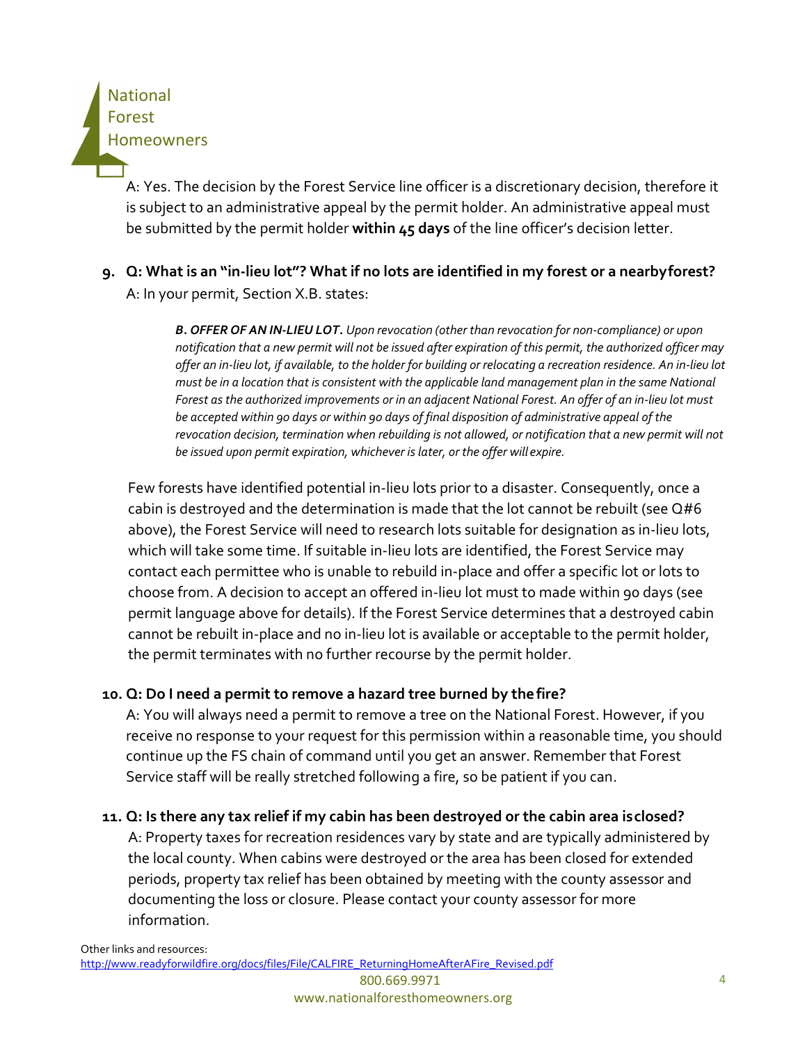A: Yes. The decision by the Forest Service line officer is a discretionary decision, therefore it is subject to an administrative appeal by the permit holder. An administrative appeal must be submitted by the permit holder **within 45 days** of the line officer's decision letter.

9. **Q: What is an "in-lieu lot"? What if no lots are identified in my forest or a nearby forest?**

   A: In your permit, Section X.B. states:

   > ***B. OFFER OF AN IN-LIEU LOT.*** *Upon revocation (other than revocation for non-compliance) or upon notification that a new permit will not be issued after expiration of this permit, the authorized officer may offer an in-lieu lot, if available, to the holder for building or relocating a recreation residence. An in-lieu lot must be in a location that is consistent with the applicable land management plan in the same National Forest as the authorized improvements or in an adjacent National Forest. An offer of an in-lieu lot must be accepted within 90 days or within 90 days of final disposition of administrative appeal of the revocation decision, termination when rebuilding is not allowed, or notification that a new permit will not be issued upon permit expiration, whichever is later, or the offer will expire.*

   Few forests have identified potential in-lieu lots prior to a disaster. Consequently, once a cabin is destroyed and the determination is made that the lot cannot be rebuilt (see Q#6 above), the Forest Service will need to research lots suitable for designation as in-lieu lots, which will take some time. If suitable in-lieu lots are identified, the Forest Service may contact each permittee who is unable to rebuild in-place and offer a specific lot or lots to choose from. A decision to accept an offered in-lieu lot must to made within 90 days (see permit language above for details). If the Forest Service determines that a destroyed cabin cannot be rebuilt in-place and no in-lieu lot is available or acceptable to the permit holder, the permit terminates with no further recourse by the permit holder.

10. **Q: Do I need a permit to remove a hazard tree burned by the fire?**

    A: You will always need a permit to remove a tree on the National Forest. However, if you receive no response to your request for this permission within a reasonable time, you should continue up the FS chain of command until you get an answer. Remember that Forest Service staff will be really stretched following a fire, so be patient if you can.

11. **Q: Is there any tax relief if my cabin has been destroyed or the cabin area is closed?**

    A: Property taxes for recreation residences vary by state and are typically administered by the local county. When cabins were destroyed or the area has been closed for extended periods, property tax relief has been obtained by meeting with the county assessor and documenting the loss or closure. Please contact your county assessor for more information.

Other links and resources:
http://www.readyforwildfire.org/docs/files/File/CALFIRE_ReturningHomeAfterAFire_Revised.pdf